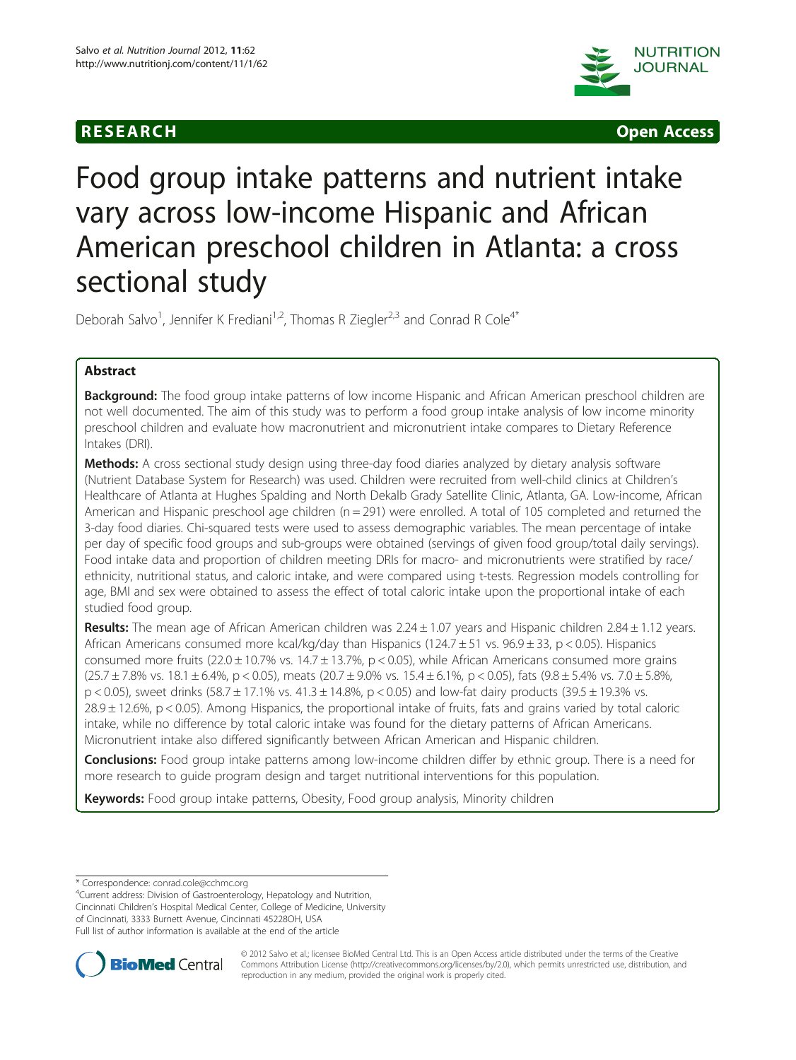RESEARCH Open Access

# Food group intake patterns and nutrient intake vary across low-income Hispanic and African American preschool children in Atlanta: a cross sectional study

Deborah Salvo[1], Jennifer K Frediani[1,2], Thomas R Ziegler[2,3] and Conrad R Cole[4*]

## Abstract

**Background:** The food group intake patterns of low income Hispanic and African American preschool children are not well documented. The aim of this study was to perform a food group intake analysis of low income minority preschool children and evaluate how macronutrient and micronutrient intake compares to Dietary Reference Intakes (DRI).

**Methods:** A cross sectional study design using three-day food diaries analyzed by dietary analysis software (Nutrient Database System for Research) was used. Children were recruited from well-child clinics at Children's Healthcare of Atlanta at Hughes Spalding and North Dekalb Grady Satellite Clinic, Atlanta, GA. Low-income, African American and Hispanic preschool age children (n = 291) were enrolled. A total of 105 completed and returned the 3-day food diaries. Chi-squared tests were used to assess demographic variables. The mean percentage of intake per day of specific food groups and sub-groups were obtained (servings of given food group/total daily servings). Food intake data and proportion of children meeting DRIs for macro- and micronutrients were stratified by race/ethnicity, nutritional status, and caloric intake, and were compared using t-tests. Regression models controlling for age, BMI and sex were obtained to assess the effect of total caloric intake upon the proportional intake of each studied food group.

**Results:** The mean age of African American children was 2.24 ± 1.07 years and Hispanic children 2.84 ± 1.12 years. African Americans consumed more kcal/kg/day than Hispanics (124.7 ± 51 vs. 96.9 ± 33, $p < 0.05$). Hispanics consumed more fruits (22.0 ± 10.7% vs. 14.7 ± 13.7%, $p < 0.05$), while African Americans consumed more grains (25.7 ± 7.8% vs. 18.1 ± 6.4%, $p < 0.05$), meats (20.7 ± 9.0% vs. 15.4 ± 6.1%, $p < 0.05$), fats (9.8 ± 5.4% vs. 7.0 ± 5.8%, $p < 0.05$), sweet drinks (58.7 ± 17.1% vs. 41.3 ± 14.8%, $p < 0.05$) and low-fat dairy products (39.5 ± 19.3% vs. 28.9 ± 12.6%, $p < 0.05$). Among Hispanics, the proportional intake of fruits, fats and grains varied by total caloric intake, while no difference by total caloric intake was found for the dietary patterns of African Americans. Micronutrient intake also differed significantly between African American and Hispanic children.

**Conclusions:** Food group intake patterns among low-income children differ by ethnic group. There is a need for more research to guide program design and target nutritional interventions for this population.

**Keywords:** Food group intake patterns, Obesity, Food group analysis, Minority children

---

\* Correspondence: conrad.cole@cchmc.org

[4]Current address: Division of Gastroenterology, Hepatology and Nutrition, Cincinnati Children's Hospital Medical Center, College of Medicine, University of Cincinnati, 3333 Burnett Avenue, Cincinnati 45228OH, USA

Full list of author information is available at the end of the article

© 2012 Salvo et al.; licensee BioMed Central Ltd. This is an Open Access article distributed under the terms of the Creative Commons Attribution License (http://creativecommons.org/licenses/by/2.0), which permits unrestricted use, distribution, and reproduction in any medium, provided the original work is properly cited.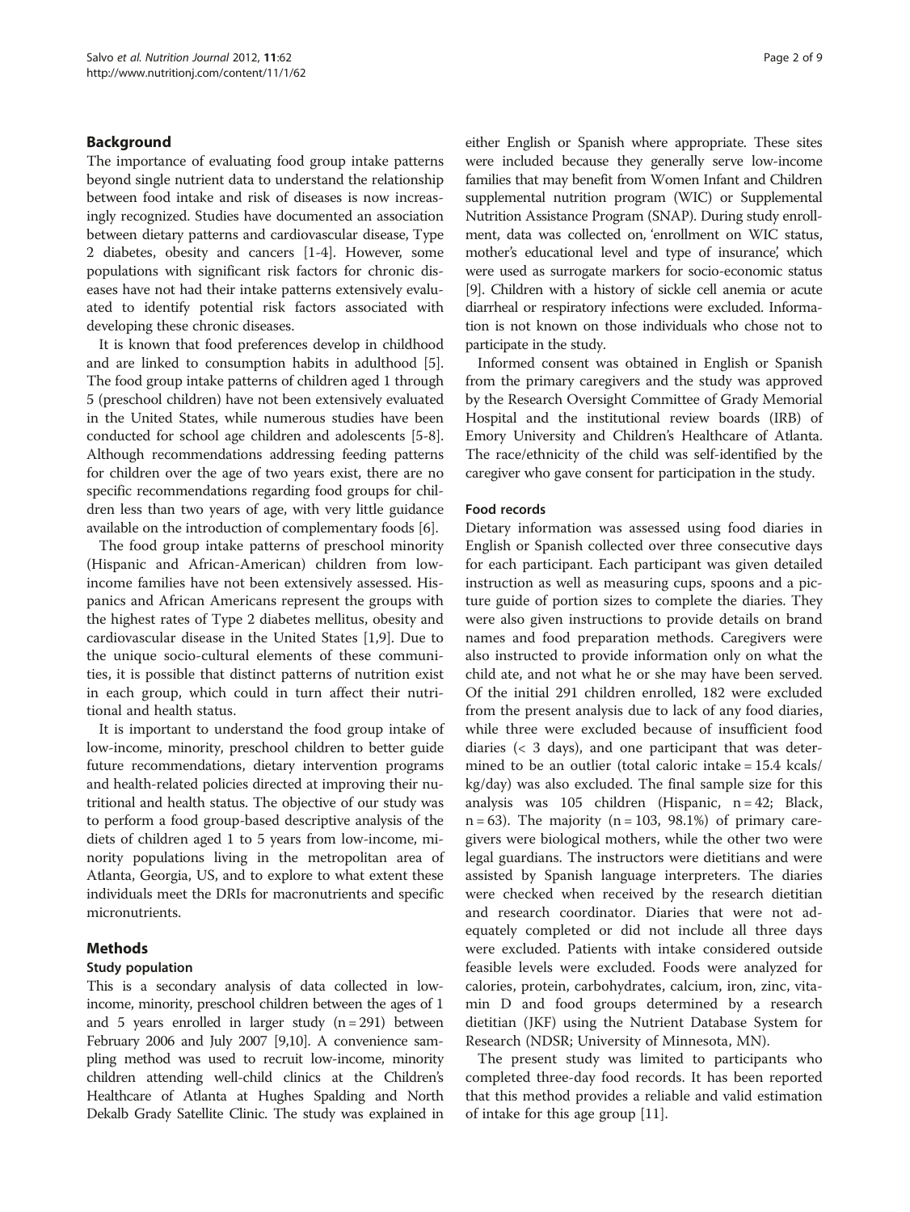## Background

The importance of evaluating food group intake patterns beyond single nutrient data to understand the relationship between food intake and risk of diseases is now increasingly recognized. Studies have documented an association between dietary patterns and cardiovascular disease, Type 2 diabetes, obesity and cancers [1-4]. However, some populations with significant risk factors for chronic diseases have not had their intake patterns extensively evaluated to identify potential risk factors associated with developing these chronic diseases.

It is known that food preferences develop in childhood and are linked to consumption habits in adulthood [5]. The food group intake patterns of children aged 1 through 5 (preschool children) have not been extensively evaluated in the United States, while numerous studies have been conducted for school age children and adolescents [5-8]. Although recommendations addressing feeding patterns for children over the age of two years exist, there are no specific recommendations regarding food groups for children less than two years of age, with very little guidance available on the introduction of complementary foods [6].

The food group intake patterns of preschool minority (Hispanic and African-American) children from low-income families have not been extensively assessed. Hispanics and African Americans represent the groups with the highest rates of Type 2 diabetes mellitus, obesity and cardiovascular disease in the United States [1,9]. Due to the unique socio-cultural elements of these communities, it is possible that distinct patterns of nutrition exist in each group, which could in turn affect their nutritional and health status.

It is important to understand the food group intake of low-income, minority, preschool children to better guide future recommendations, dietary intervention programs and health-related policies directed at improving their nutritional and health status. The objective of our study was to perform a food group-based descriptive analysis of the diets of children aged 1 to 5 years from low-income, minority populations living in the metropolitan area of Atlanta, Georgia, US, and to explore to what extent these individuals meet the DRIs for macronutrients and specific micronutrients.

## Methods

### Study population

This is a secondary analysis of data collected in low-income, minority, preschool children between the ages of 1 and 5 years enrolled in larger study (n = 291) between February 2006 and July 2007 [9,10]. A convenience sampling method was used to recruit low-income, minority children attending well-child clinics at the Children's Healthcare of Atlanta at Hughes Spalding and North Dekalb Grady Satellite Clinic. The study was explained in either English or Spanish where appropriate. These sites were included because they generally serve low-income families that may benefit from Women Infant and Children supplemental nutrition program (WIC) or Supplemental Nutrition Assistance Program (SNAP). During study enrollment, data was collected on, 'enrollment on WIC status, mother's educational level and type of insurance', which were used as surrogate markers for socio-economic status [9]. Children with a history of sickle cell anemia or acute diarrheal or respiratory infections were excluded. Information is not known on those individuals who chose not to participate in the study.

Informed consent was obtained in English or Spanish from the primary caregivers and the study was approved by the Research Oversight Committee of Grady Memorial Hospital and the institutional review boards (IRB) of Emory University and Children's Healthcare of Atlanta. The race/ethnicity of the child was self-identified by the caregiver who gave consent for participation in the study.

### Food records

Dietary information was assessed using food diaries in English or Spanish collected over three consecutive days for each participant. Each participant was given detailed instruction as well as measuring cups, spoons and a picture guide of portion sizes to complete the diaries. They were also given instructions to provide details on brand names and food preparation methods. Caregivers were also instructed to provide information only on what the child ate, and not what he or she may have been served. Of the initial 291 children enrolled, 182 were excluded from the present analysis due to lack of any food diaries, while three were excluded because of insufficient food diaries (< 3 days), and one participant that was determined to be an outlier (total caloric intake = 15.4 kcals/kg/day) was also excluded. The final sample size for this analysis was 105 children (Hispanic, n = 42; Black, n = 63). The majority (n = 103, 98.1%) of primary caregivers were biological mothers, while the other two were legal guardians. The instructors were dietitians and were assisted by Spanish language interpreters. The diaries were checked when received by the research dietitian and research coordinator. Diaries that were not adequately completed or did not include all three days were excluded. Patients with intake considered outside feasible levels were excluded. Foods were analyzed for calories, protein, carbohydrates, calcium, iron, zinc, vitamin D and food groups determined by a research dietitian (JKF) using the Nutrient Database System for Research (NDSR; University of Minnesota, MN).

The present study was limited to participants who completed three-day food records. It has been reported that this method provides a reliable and valid estimation of intake for this age group [11].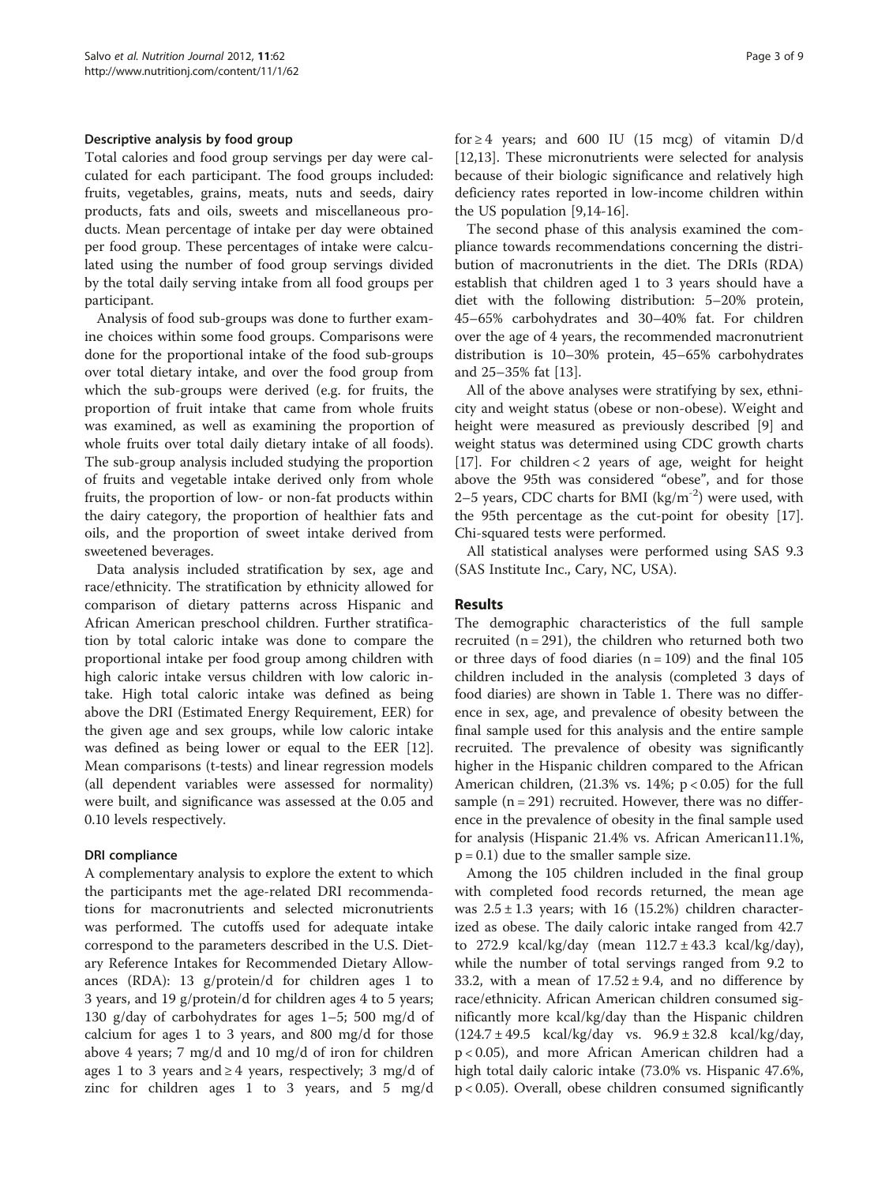### Descriptive analysis by food group

Total calories and food group servings per day were calculated for each participant. The food groups included: fruits, vegetables, grains, meats, nuts and seeds, dairy products, fats and oils, sweets and miscellaneous products. Mean percentage of intake per day were obtained per food group. These percentages of intake were calculated using the number of food group servings divided by the total daily serving intake from all food groups per participant.

Analysis of food sub-groups was done to further examine choices within some food groups. Comparisons were done for the proportional intake of the food sub-groups over total dietary intake, and over the food group from which the sub-groups were derived (e.g. for fruits, the proportion of fruit intake that came from whole fruits was examined, as well as examining the proportion of whole fruits over total daily dietary intake of all foods). The sub-group analysis included studying the proportion of fruits and vegetable intake derived only from whole fruits, the proportion of low- or non-fat products within the dairy category, the proportion of healthier fats and oils, and the proportion of sweet intake derived from sweetened beverages.

Data analysis included stratification by sex, age and race/ethnicity. The stratification by ethnicity allowed for comparison of dietary patterns across Hispanic and African American preschool children. Further stratification by total caloric intake was done to compare the proportional intake per food group among children with high caloric intake versus children with low caloric intake. High total caloric intake was defined as being above the DRI (Estimated Energy Requirement, EER) for the given age and sex groups, while low caloric intake was defined as being lower or equal to the EER [12]. Mean comparisons (t-tests) and linear regression models (all dependent variables were assessed for normality) were built, and significance was assessed at the 0.05 and 0.10 levels respectively.

### DRI compliance

A complementary analysis to explore the extent to which the participants met the age-related DRI recommendations for macronutrients and selected micronutrients was performed. The cutoffs used for adequate intake correspond to the parameters described in the U.S. Dietary Reference Intakes for Recommended Dietary Allowances (RDA): 13 g/protein/d for children ages 1 to 3 years, and 19 g/protein/d for children ages 4 to 5 years; 130 g/day of carbohydrates for ages 1–5; 500 mg/d of calcium for ages 1 to 3 years, and 800 mg/d for those above 4 years; 7 mg/d and 10 mg/d of iron for children ages 1 to 3 years and ≥ 4 years, respectively; 3 mg/d of zinc for children ages 1 to 3 years, and 5 mg/d for ≥ 4 years; and 600 IU (15 mcg) of vitamin D/d [12,13]. These micronutrients were selected for analysis because of their biologic significance and relatively high deficiency rates reported in low-income children within the US population [9,14-16].

The second phase of this analysis examined the compliance towards recommendations concerning the distribution of macronutrients in the diet. The DRIs (RDA) establish that children aged 1 to 3 years should have a diet with the following distribution: 5–20% protein, 45–65% carbohydrates and 30–40% fat. For children over the age of 4 years, the recommended macronutrient distribution is 10–30% protein, 45–65% carbohydrates and 25–35% fat [13].

All of the above analyses were stratifying by sex, ethnicity and weight status (obese or non-obese). Weight and height were measured as previously described [9] and weight status was determined using CDC growth charts [17]. For children < 2 years of age, weight for height above the 95th was considered "obese", and for those 2–5 years, CDC charts for BMI ($kg/m^{-2}$) were used, with the 95th percentage as the cut-point for obesity [17]. Chi-squared tests were performed.

All statistical analyses were performed using SAS 9.3 (SAS Institute Inc., Cary, NC, USA).

## Results

The demographic characteristics of the full sample recruited (n = 291), the children who returned both two or three days of food diaries (n = 109) and the final 105 children included in the analysis (completed 3 days of food diaries) are shown in Table 1. There was no difference in sex, age, and prevalence of obesity between the final sample used for this analysis and the entire sample recruited. The prevalence of obesity was significantly higher in the Hispanic children compared to the African American children, (21.3% vs. 14%; $p < 0.05$) for the full sample (n = 291) recruited. However, there was no difference in the prevalence of obesity in the final sample used for analysis (Hispanic 21.4% vs. African American11.1%, $p = 0.1$) due to the smaller sample size.

Among the 105 children included in the final group with completed food records returned, the mean age was $2.5 \pm 1.3$ years; with 16 (15.2%) children characterized as obese. The daily caloric intake ranged from 42.7 to 272.9 kcal/kg/day (mean $112.7 \pm 43.3$ kcal/kg/day), while the number of total servings ranged from 9.2 to 33.2, with a mean of $17.52 \pm 9.4$, and no difference by race/ethnicity. African American children consumed significantly more kcal/kg/day than the Hispanic children ($124.7 \pm 49.5$ kcal/kg/day vs. $96.9 \pm 32.8$ kcal/kg/day, $p < 0.05$), and more African American children had a high total daily caloric intake (73.0% vs. Hispanic 47.6%, $p < 0.05$). Overall, obese children consumed significantly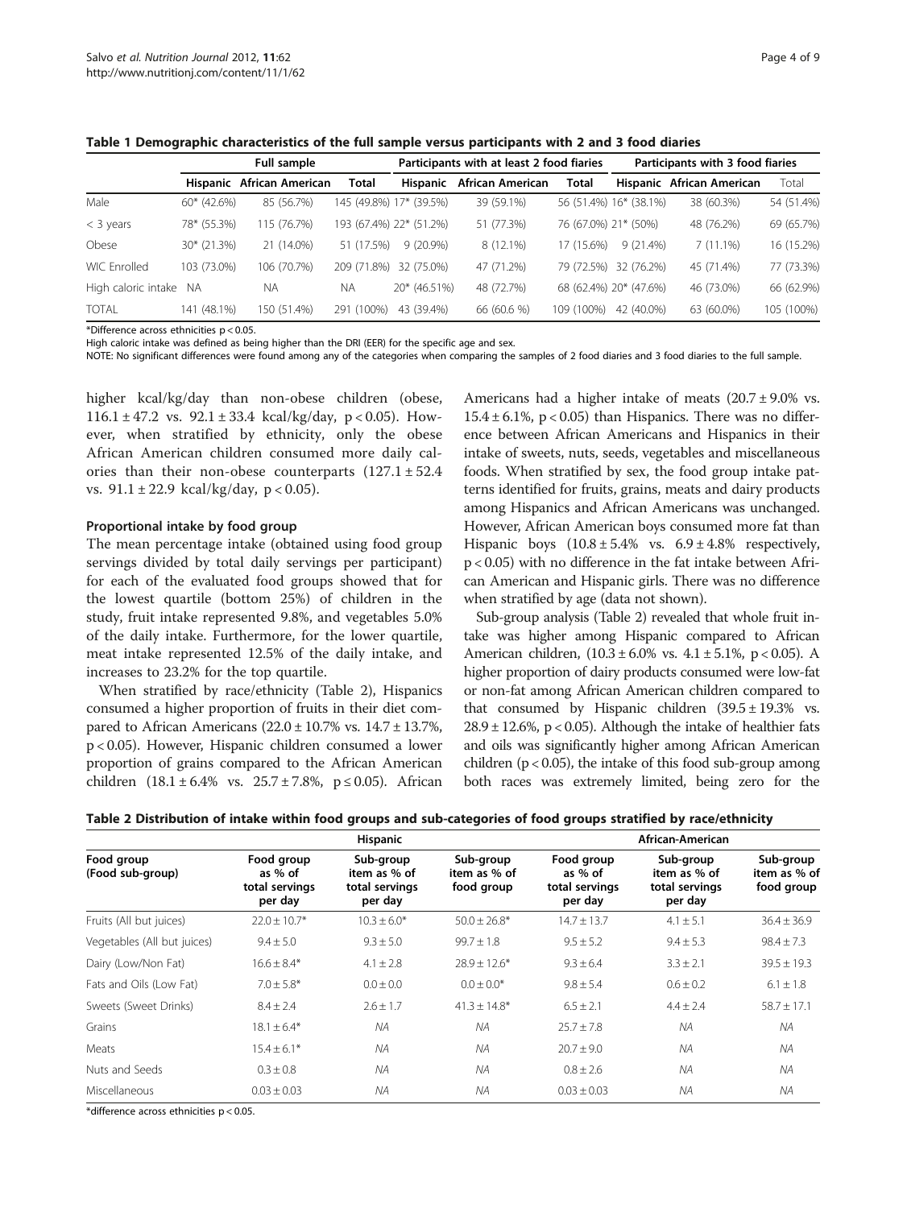**Table 1 Demographic characteristics of the full sample versus participants with 2 and 3 food diaries**

| | Full sample | | | Participants with at least 2 food fiaries | | | Participants with 3 food fiaries | | |
|---|---|---|---|---|---|---|---|---|---|
| | Hispanic | African American | Total | Hispanic | African American | Total | Hispanic | African American | Total |
| Male | 60* (42.6%) | 85 (56.7%) | 145 (49.8%) | 17* (39.5%) | 39 (59.1%) | 56 (51.4%) | 16* (38.1%) | 38 (60.3%) | 54 (51.4%) |
| < 3 years | 78* (55.3%) | 115 (76.7%) | 193 (67.4%) | 22* (51.2%) | 51 (77.3%) | 76 (67.0%) | 21* (50%) | 48 (76.2%) | 69 (65.7%) |
| Obese | 30* (21.3%) | 21 (14.0%) | 51 (17.5%) | 9 (20.9%) | 8 (12.1%) | 17 (15.6%) | 9 (21.4%) | 7 (11.1%) | 16 (15.2%) |
| WIC Enrolled | 103 (73.0%) | 106 (70.7%) | 209 (71.8%) | 32 (75.0%) | 47 (71.2%) | 79 (72.5%) | 32 (76.2%) | 45 (71.4%) | 77 (73.3%) |
| High caloric intake | NA | NA | NA | 20* (46.51%) | 48 (72.7%) | 68 (62.4%) | 20* (47.6%) | 46 (73.0%) | 66 (62.9%) |
| TOTAL | 141 (48.1%) | 150 (51.4%) | 291 (100%) | 43 (39.4%) | 66 (60.6 %) | 109 (100%) | 42 (40.0%) | 63 (60.0%) | 105 (100%) |

*Difference across ethnicities p < 0.05.

High caloric intake was defined as being higher than the DRI (EER) for the specific age and sex.

NOTE: No significant differences were found among any of the categories when comparing the samples of 2 food diaries and 3 food diaries to the full sample.

higher kcal/kg/day than non-obese children (obese, $116.1 \pm 47.2$ vs. $92.1 \pm 33.4$ kcal/kg/day, $p < 0.05$). However, when stratified by ethnicity, only the obese African American children consumed more daily calories than their non-obese counterparts ($127.1 \pm 52.4$ vs. $91.1 \pm 22.9$ kcal/kg/day, $p < 0.05$).

### Proportional intake by food group

The mean percentage intake (obtained using food group servings divided by total daily servings per participant) for each of the evaluated food groups showed that for the lowest quartile (bottom 25%) of children in the study, fruit intake represented 9.8%, and vegetables 5.0% of the daily intake. Furthermore, for the lower quartile, meat intake represented 12.5% of the daily intake, and increases to 23.2% for the top quartile.

When stratified by race/ethnicity (Table 2), Hispanics consumed a higher proportion of fruits in their diet compared to African Americans ($22.0 \pm 10.7\%$ vs. $14.7 \pm 13.7\%$, $p < 0.05$). However, Hispanic children consumed a lower proportion of grains compared to the African American children ($18.1 \pm 6.4\%$ vs. $25.7 \pm 7.8\%$, $p \leq 0.05$). African Americans had a higher intake of meats ($20.7 \pm 9.0\%$ vs. $15.4 \pm 6.1\%$, $p < 0.05$) than Hispanics. There was no difference between African Americans and Hispanics in their intake of sweets, nuts, seeds, vegetables and miscellaneous foods. When stratified by sex, the food group intake patterns identified for fruits, grains, meats and dairy products among Hispanics and African Americans was unchanged. However, African American boys consumed more fat than Hispanic boys ($10.8 \pm 5.4\%$ vs. $6.9 \pm 4.8\%$ respectively, $p < 0.05$) with no difference in the fat intake between African American and Hispanic girls. There was no difference when stratified by age (data not shown).

Sub-group analysis (Table 2) revealed that whole fruit intake was higher among Hispanic compared to African American children, ($10.3 \pm 6.0\%$ vs. $4.1 \pm 5.1\%$, $p < 0.05$). A higher proportion of dairy products consumed were low-fat or non-fat among African American children compared to that consumed by Hispanic children ($39.5 \pm 19.3\%$ vs. $28.9 \pm 12.6\%$, $p < 0.05$). Although the intake of healthier fats and oils was significantly higher among African American children ($p < 0.05$), the intake of this food sub-group among both races was extremely limited, being zero for the

**Table 2 Distribution of intake within food groups and sub-categories of food groups stratified by race/ethnicity**

| | Hispanic | | | African-American | | |
|---|---|---|---|---|---|---|
| Food group (Food sub-group) | Food group as % of total servings per day | Sub-group item as % of total servings per day | Sub-group item as % of food group | Food group as % of total servings per day | Sub-group item as % of total servings per day | Sub-group item as % of food group |
| Fruits (All but juices) | 22.0 ± 10.7* | 10.3 ± 6.0* | 50.0 ± 26.8* | 14.7 ± 13.7 | 4.1 ± 5.1 | 36.4 ± 36.9 |
| Vegetables (All but juices) | 9.4 ± 5.0 | 9.3 ± 5.0 | 99.7 ± 1.8 | 9.5 ± 5.2 | 9.4 ± 5.3 | 98.4 ± 7.3 |
| Dairy (Low/Non Fat) | 16.6 ± 8.4* | 4.1 ± 2.8 | 28.9 ± 12.6* | 9.3 ± 6.4 | 3.3 ± 2.1 | 39.5 ± 19.3 |
| Fats and Oils (Low Fat) | 7.0 ± 5.8* | 0.0 ± 0.0 | 0.0 ± 0.0* | 9.8 ± 5.4 | 0.6 ± 0.2 | 6.1 ± 1.8 |
| Sweets (Sweet Drinks) | 8.4 ± 2.4 | 2.6 ± 1.7 | 41.3 ± 14.8* | 6.5 ± 2.1 | 4.4 ± 2.4 | 58.7 ± 17.1 |
| Grains | 18.1 ± 6.4* | NA | NA | 25.7 ± 7.8 | NA | NA |
| Meats | 15.4 ± 6.1* | NA | NA | 20.7 ± 9.0 | NA | NA |
| Nuts and Seeds | 0.3 ± 0.8 | NA | NA | 0.8 ± 2.6 | NA | NA |
| Miscellaneous | 0.03 ± 0.03 | NA | NA | 0.03 ± 0.03 | NA | NA |

*difference across ethnicities p < 0.05.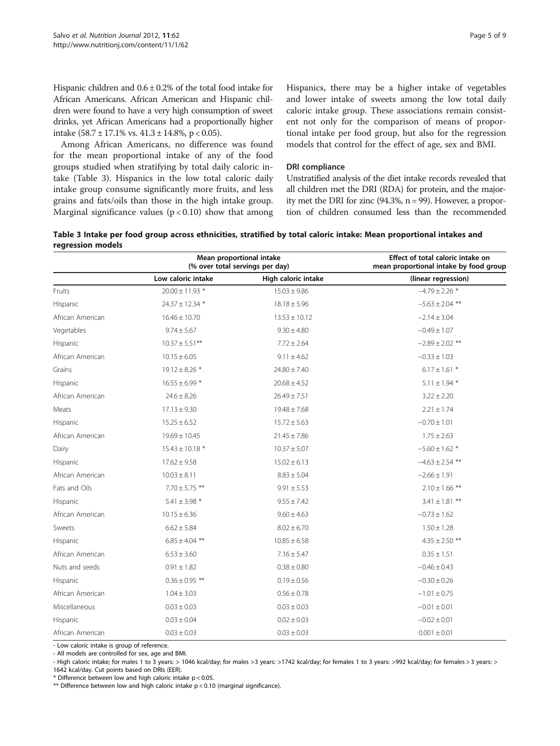Hispanic children and 0.6 ± 0.2% of the total food intake for African Americans. African American and Hispanic children were found to have a very high consumption of sweet drinks, yet African Americans had a proportionally higher intake (58.7 ± 17.1% vs. 41.3 ± 14.8%, $p < 0.05$).

Among African Americans, no difference was found for the mean proportional intake of any of the food groups studied when stratifying by total daily caloric intake (Table 3). Hispanics in the low total caloric daily intake group consume significantly more fruits, and less grains and fats/oils than those in the high intake group. Marginal significance values ($p < 0.10$) show that among Hispanics, there may be a higher intake of vegetables and lower intake of sweets among the low total daily caloric intake group. These associations remain consistent not only for the comparison of means of proportional intake per food group, but also for the regression models that control for the effect of age, sex and BMI.

### DRI compliance

Unstratified analysis of the diet intake records revealed that all children met the DRI (RDA) for protein, and the majority met the DRI for zinc (94.3%, n = 99). However, a proportion of children consumed less than the recommended

**Table 3 Intake per food group across ethnicities, stratified by total caloric intake: Mean proportional intakes and regression models**

| | Mean proportional intake (% over total servings per day) | | Effect of total caloric intake on mean proportional intake by food group |
|---|---|---|---|
| | Low caloric intake | High caloric intake | (linear regression) |
| Fruits | 20.00 ± 11.93 * | 15.03 ± 9.86 | −4.79 ± 2.26 * |
| Hispanic | 24.37 ± 12.34 * | 18.18 ± 5.96 | −5.63 ± 2.04 ** |
| African American | 16.46 ± 10.70 | 13.53 ± 10.12 | −2.14 ± 3.04 |
| Vegetables | 9.74 ± 5.67 | 9.30 ± 4.80 | −0.49 ± 1.07 |
| Hispanic | 10.37 ± 5.51** | 7.72 ± 2.64 | −2.89 ± 2.02 ** |
| African American | 10.15 ± 6.05 | 9.11 ± 4.62 | −0.33 ± 1.03 |
| Grains | 19.12 ± 8.26 * | 24.80 ± 7.40 | 6.17 ± 1.61 * |
| Hispanic | 16.55 ± 6.99 * | 20.68 ± 4.52 | 5.11 ± 1.94 * |
| African American | 24.6 ± 8.26 | 26.49 ± 7.51 | 3.22 ± 2.20 |
| Meats | 17.13 ± 9.30 | 19.48 ± 7.68 | 2.21 ± 1.74 |
| Hispanic | 15.25 ± 6.52 | 15.72 ± 5.63 | −0.70 ± 1.01 |
| African American | 19.69 ± 10.45 | 21.45 ± 7.86 | 1.75 ± 2.63 |
| Dairy | 15.43 ± 10.18 * | 10.37 ± 5.07 | −5.60 ± 1.62 * |
| Hispanic | 17.62 ± 9.58 | 15.02 ± 6.13 | −4.63 ± 2.54 ** |
| African American | 10.03 ± 8.11 | 8.83 ± 5.04 | −2.66 ± 1.91 |
| Fats and Oils | 7.70 ± 5.75 ** | 9.91 ± 5.53 | 2.10 ± 1.66 ** |
| Hispanic | 5.41 ± 3.98 * | 9.55 ± 7.42 | 3.41 ± 1.81 ** |
| African American | 10.15 ± 6.36 | 9.60 ± 4.63 | −0.73 ± 1.62 |
| Sweets | 6.62 ± 5.84 | 8.02 ± 6.70 | 1.50 ± 1.28 |
| Hispanic | 6.85 ± 4.04 ** | 10.85 ± 6.58 | 4.35 ± 2.50 ** |
| African American | 6.53 ± 3.60 | 7.16 ± 5.47 | 0.35 ± 1.51 |
| Nuts and seeds | 0.91 ± 1.82 | 0.38 ± 0.80 | −0.46 ± 0.43 |
| Hispanic | 0.36 ± 0.95 ** | 0.19 ± 0.56 | −0.30 ± 0.26 |
| African American | 1.04 ± 3.03 | 0.56 ± 0.78 | −1.01 ± 0.75 |
| Miscellaneous | 0.03 ± 0.03 | 0.03 ± 0.03 | −0.01 ± 0.01 |
| Hispanic | 0.03 ± 0.04 | 0.02 ± 0.03 | −0.02 ± 0.01 |
| African American | 0.03 ± 0.03 | 0.03 ± 0.03 | 0.001 ± 0.01 |

- Low caloric intake is group of reference.
- All models are controlled for sex, age and BMI.
- High caloric intake; for males 1 to 3 years: > 1046 kcal/day; for males >3 years: >1742 kcal/day; for females 1 to 3 years: >992 kcal/day; for females > 3 years: > 1642 kcal/day. Cut points based on DRIs (EER).

\* Difference between low and high caloric intake $p < 0.05$.

\*\* Difference between low and high caloric intake $p < 0.10$ (marginal significance).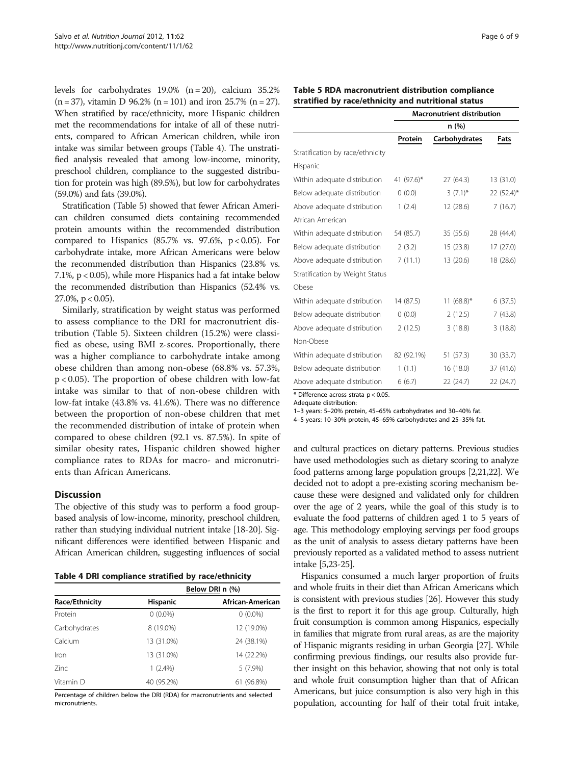levels for carbohydrates 19.0% (n = 20), calcium 35.2% (n = 37), vitamin D 96.2% (n = 101) and iron 25.7% (n = 27). When stratified by race/ethnicity, more Hispanic children met the recommendations for intake of all of these nutrients, compared to African American children, while iron intake was similar between groups (Table 4). The unstratified analysis revealed that among low-income, minority, preschool children, compliance to the suggested distribution for protein was high (89.5%), but low for carbohydrates (59.0%) and fats (39.0%).

Stratification (Table 5) showed that fewer African American children consumed diets containing recommended protein amounts within the recommended distribution compared to Hispanics (85.7% vs. 97.6%, $p < 0.05$). For carbohydrate intake, more African Americans were below the recommended distribution than Hispanics (23.8% vs. 7.1%, $p < 0.05$), while more Hispanics had a fat intake below the recommended distribution than Hispanics (52.4% vs. 27.0%, $p < 0.05$).

Similarly, stratification by weight status was performed to assess compliance to the DRI for macronutrient distribution (Table 5). Sixteen children (15.2%) were classified as obese, using BMI z-scores. Proportionally, there was a higher compliance to carbohydrate intake among obese children than among non-obese (68.8% vs. 57.3%, $p < 0.05$). The proportion of obese children with low-fat intake was similar to that of non-obese children with low-fat intake (43.8% vs. 41.6%). There was no difference between the proportion of non-obese children that met the recommended distribution of intake of protein when compared to obese children (92.1 vs. 87.5%). In spite of similar obesity rates, Hispanic children showed higher compliance rates to RDAs for macro- and micronutrients than African Americans.

## Discussion

The objective of this study was to perform a food group-based analysis of low-income, minority, preschool children, rather than studying individual nutrient intake [18-20]. Significant differences were identified between Hispanic and African American children, suggesting influences of social and cultural practices on dietary patterns. Previous studies have used methodologies such as dietary scoring to analyze food patterns among large population groups [2,21,22]. We decided not to adopt a pre-existing scoring mechanism because these were designed and validated only for children over the age of 2 years, while the goal of this study is to evaluate the food patterns of children aged 1 to 5 years of age. This methodology employing servings per food groups as the unit of analysis to assess dietary patterns have been previously reported as a validated method to assess nutrient intake [5,23-25].

Hispanics consumed a much larger proportion of fruits and whole fruits in their diet than African Americans which is consistent with previous studies [26]. However this study is the first to report it for this age group. Culturally, high fruit consumption is common among Hispanics, especially in families that migrate from rural areas, as are the majority of Hispanic migrants residing in urban Georgia [27]. While confirming previous findings, our results also provide further insight on this behavior, showing that not only is total and whole fruit consumption higher than that of African Americans, but juice consumption is also very high in this population, accounting for half of their total fruit intake,

**Table 4 DRI compliance stratified by race/ethnicity**

| | Below DRI n (%) | |
|---|---|---|
| Race/Ethnicity | Hispanic | African-American |
| Protein | 0 (0.0%) | 0 (0.0%) |
| Carbohydrates | 8 (19.0%) | 12 (19.0%) |
| Calcium | 13 (31.0%) | 24 (38.1%) |
| Iron | 13 (31.0%) | 14 (22.2%) |
| Zinc | 1 (2.4%) | 5 (7.9%) |
| Vitamin D | 40 (95.2%) | 61 (96.8%) |

Percentage of children below the DRI (RDA) for macronutrients and selected micronutrients.

**Table 5 RDA macronutrient distribution compliance stratified by race/ethnicity and nutritional status**

| | Macronutrient distribution n (%) | | |
|---|---|---|---|
| | Protein | Carbohydrates | Fats |
| Stratification by race/ethnicity | | | |
| Hispanic | | | |
| Within adequate distribution | 41 (97.6)* | 27 (64.3) | 13 (31.0) |
| Below adequate distribution | 0 (0.0) | 3 (7.1)* | 22 (52.4)* |
| Above adequate distribution | 1 (2.4) | 12 (28.6) | 7 (16.7) |
| African American | | | |
| Within adequate distribution | 54 (85.7) | 35 (55.6) | 28 (44.4) |
| Below adequate distribution | 2 (3.2) | 15 (23.8) | 17 (27.0) |
| Above adequate distribution | 7 (11.1) | 13 (20.6) | 18 (28.6) |
| Stratification by Weight Status | | | |
| Obese | | | |
| Within adequate distribution | 14 (87.5) | 11 (68.8)* | 6 (37.5) |
| Below adequate distribution | 0 (0.0) | 2 (12.5) | 7 (43.8) |
| Above adequate distribution | 2 (12.5) | 3 (18.8) | 3 (18.8) |
| Non-Obese | | | |
| Within adequate distribution | 82 (92.1%) | 51 (57.3) | 30 (33.7) |
| Below adequate distribution | 1 (1.1) | 16 (18.0) | 37 (41.6) |
| Above adequate distribution | 6 (6.7) | 22 (24.7) | 22 (24.7) |

* Difference across strata $p < 0.05$.
Adequate distribution:
1–3 years: 5–20% protein, 45–65% carbohydrates and 30–40% fat.
4–5 years: 10–30% protein, 45–65% carbohydrates and 25–35% fat.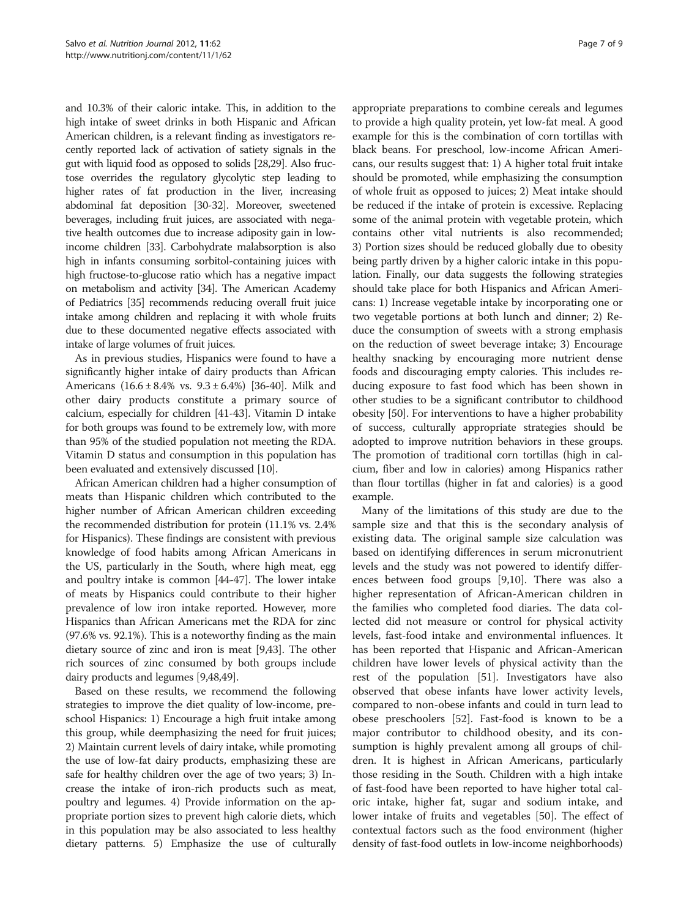and 10.3% of their caloric intake. This, in addition to the high intake of sweet drinks in both Hispanic and African American children, is a relevant finding as investigators recently reported lack of activation of satiety signals in the gut with liquid food as opposed to solids [28,29]. Also fructose overrides the regulatory glycolytic step leading to higher rates of fat production in the liver, increasing abdominal fat deposition [30-32]. Moreover, sweetened beverages, including fruit juices, are associated with negative health outcomes due to increase adiposity gain in low-income children [33]. Carbohydrate malabsorption is also high in infants consuming sorbitol-containing juices with high fructose-to-glucose ratio which has a negative impact on metabolism and activity [34]. The American Academy of Pediatrics [35] recommends reducing overall fruit juice intake among children and replacing it with whole fruits due to these documented negative effects associated with intake of large volumes of fruit juices.

As in previous studies, Hispanics were found to have a significantly higher intake of dairy products than African Americans (16.6 ± 8.4% vs. 9.3 ± 6.4%) [36-40]. Milk and other dairy products constitute a primary source of calcium, especially for children [41-43]. Vitamin D intake for both groups was found to be extremely low, with more than 95% of the studied population not meeting the RDA. Vitamin D status and consumption in this population has been evaluated and extensively discussed [10].

African American children had a higher consumption of meats than Hispanic children which contributed to the higher number of African American children exceeding the recommended distribution for protein (11.1% vs. 2.4% for Hispanics). These findings are consistent with previous knowledge of food habits among African Americans in the US, particularly in the South, where high meat, egg and poultry intake is common [44-47]. The lower intake of meats by Hispanics could contribute to their higher prevalence of low iron intake reported. However, more Hispanics than African Americans met the RDA for zinc (97.6% vs. 92.1%). This is a noteworthy finding as the main dietary source of zinc and iron is meat [9,43]. The other rich sources of zinc consumed by both groups include dairy products and legumes [9,48,49].

Based on these results, we recommend the following strategies to improve the diet quality of low-income, preschool Hispanics: 1) Encourage a high fruit intake among this group, while deemphasizing the need for fruit juices; 2) Maintain current levels of dairy intake, while promoting the use of low-fat dairy products, emphasizing these are safe for healthy children over the age of two years; 3) Increase the intake of iron-rich products such as meat, poultry and legumes. 4) Provide information on the appropriate portion sizes to prevent high calorie diets, which in this population may be also associated to less healthy dietary patterns. 5) Emphasize the use of culturally appropriate preparations to combine cereals and legumes to provide a high quality protein, yet low-fat meal. A good example for this is the combination of corn tortillas with black beans. For preschool, low-income African Americans, our results suggest that: 1) A higher total fruit intake should be promoted, while emphasizing the consumption of whole fruit as opposed to juices; 2) Meat intake should be reduced if the intake of protein is excessive. Replacing some of the animal protein with vegetable protein, which contains other vital nutrients is also recommended; 3) Portion sizes should be reduced globally due to obesity being partly driven by a higher caloric intake in this population. Finally, our data suggests the following strategies should take place for both Hispanics and African Americans: 1) Increase vegetable intake by incorporating one or two vegetable portions at both lunch and dinner; 2) Reduce the consumption of sweets with a strong emphasis on the reduction of sweet beverage intake; 3) Encourage healthy snacking by encouraging more nutrient dense foods and discouraging empty calories. This includes reducing exposure to fast food which has been shown in other studies to be a significant contributor to childhood obesity [50]. For interventions to have a higher probability of success, culturally appropriate strategies should be adopted to improve nutrition behaviors in these groups. The promotion of traditional corn tortillas (high in calcium, fiber and low in calories) among Hispanics rather than flour tortillas (higher in fat and calories) is a good example.

Many of the limitations of this study are due to the sample size and that this is the secondary analysis of existing data. The original sample size calculation was based on identifying differences in serum micronutrient levels and the study was not powered to identify differences between food groups [9,10]. There was also a higher representation of African-American children in the families who completed food diaries. The data collected did not measure or control for physical activity levels, fast-food intake and environmental influences. It has been reported that Hispanic and African-American children have lower levels of physical activity than the rest of the population [51]. Investigators have also observed that obese infants have lower activity levels, compared to non-obese infants and could in turn lead to obese preschoolers [52]. Fast-food is known to be a major contributor to childhood obesity, and its consumption is highly prevalent among all groups of children. It is highest in African Americans, particularly those residing in the South. Children with a high intake of fast-food have been reported to have higher total caloric intake, higher fat, sugar and sodium intake, and lower intake of fruits and vegetables [50]. The effect of contextual factors such as the food environment (higher density of fast-food outlets in low-income neighborhoods)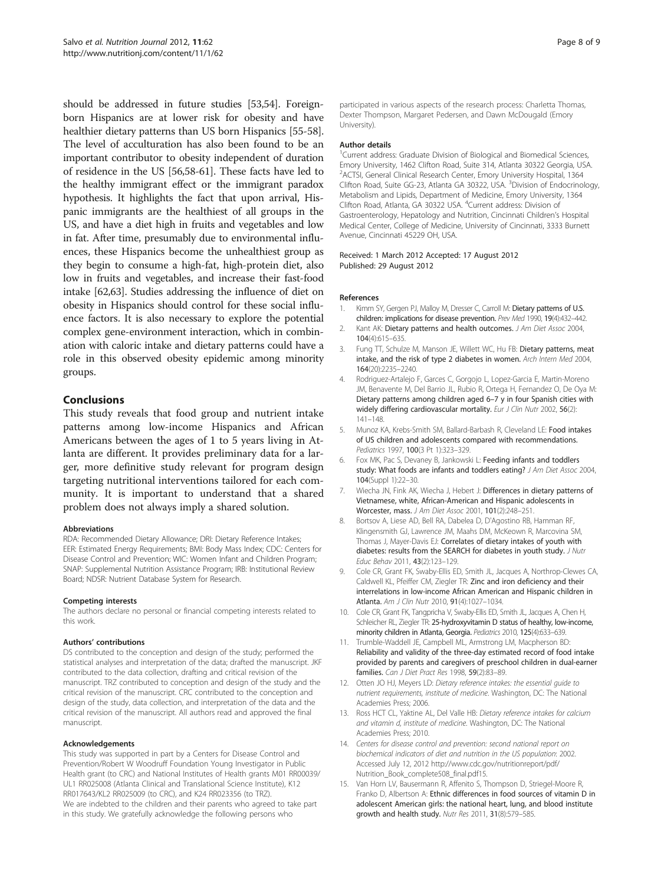should be addressed in future studies [53,54]. Foreign-born Hispanics are at lower risk for obesity and have healthier dietary patterns than US born Hispanics [55-58]. The level of acculturation has also been found to be an important contributor to obesity independent of duration of residence in the US [56,58-61]. These facts have led to the healthy immigrant effect or the immigrant paradox hypothesis. It highlights the fact that upon arrival, Hispanic immigrants are the healthiest of all groups in the US, and have a diet high in fruits and vegetables and low in fat. After time, presumably due to environmental influences, these Hispanics become the unhealthiest group as they begin to consume a high-fat, high-protein diet, also low in fruits and vegetables, and increase their fast-food intake [62,63]. Studies addressing the influence of diet on obesity in Hispanics should control for these social influence factors. It is also necessary to explore the potential complex gene-environment interaction, which in combination with caloric intake and dietary patterns could have a role in this observed obesity epidemic among minority groups.

## Conclusions

This study reveals that food group and nutrient intake patterns among low-income Hispanics and African Americans between the ages of 1 to 5 years living in Atlanta are different. It provides preliminary data for a larger, more definitive study relevant for program design targeting nutritional interventions tailored for each community. It is important to understand that a shared problem does not always imply a shared solution.

#### Abbreviations

RDA: Recommended Dietary Allowance; DRI: Dietary Reference Intakes; EER: Estimated Energy Requirements; BMI: Body Mass Index; CDC: Centers for Disease Control and Prevention; WIC: Women Infant and Children Program; SNAP: Supplemental Nutrition Assistance Program; IRB: Institutional Review Board; NDSR: Nutrient Database System for Research.

#### Competing interests

The authors declare no personal or financial competing interests related to this work.

#### Authors' contributions

DS contributed to the conception and design of the study; performed the statistical analyses and interpretation of the data; drafted the manuscript. JKF contributed to the data collection, drafting and critical revision of the manuscript. TRZ contributed to conception and design of the study and the critical revision of the manuscript. CRC contributed to the conception and design of the study, data collection, and interpretation of the data and the critical revision of the manuscript. All authors read and approved the final manuscript.

#### Acknowledgements

This study was supported in part by a Centers for Disease Control and Prevention/Robert W Woodruff Foundation Young Investigator in Public Health grant (to CRC) and National Institutes of Health grants M01 RR00039/ UL1 RR025008 (Atlanta Clinical and Translational Science Institute), K12 RR017643/KL2 RR025009 (to CRC), and K24 RR023356 (to TRZ).
We are indebted to the children and their parents who agreed to take part in this study. We gratefully acknowledge the following persons who participated in various aspects of the research process: Charletta Thomas, Dexter Thompson, Margaret Pedersen, and Dawn McDougald (Emory University).

#### Author details

[1]Current address: Graduate Division of Biological and Biomedical Sciences, Emory University, 1462 Clifton Road, Suite 314, Atlanta 30322 Georgia, USA. [2]ACTSI, General Clinical Research Center, Emory University Hospital, 1364 Clifton Road, Suite GG-23, Atlanta GA 30322, USA. [3]Division of Endocrinology, Metabolism and Lipids, Department of Medicine, Emory University, 1364 Clifton Road, Atlanta, GA 30322 USA. [4]Current address: Division of Gastroenterology, Hepatology and Nutrition, Cincinnati Children's Hospital Medical Center, College of Medicine, University of Cincinnati, 3333 Burnett Avenue, Cincinnati 45229 OH, USA.

Received: 1 March 2012 Accepted: 17 August 2012
Published: 29 August 2012

#### References

1. Kimm SY, Gergen PJ, Malloy M, Dresser C, Carroll M: **Dietary patterns of U.S. children: implications for disease prevention.** *Prev Med* 1990, **19**(4):432–442.
2. Kant AK: **Dietary patterns and health outcomes.** *J Am Diet Assoc* 2004, **104**(4):615–635.
3. Fung TT, Schulze M, Manson JE, Willett WC, Hu FB: **Dietary patterns, meat intake, and the risk of type 2 diabetes in women.** *Arch Intern Med* 2004, **164**(20):2235–2240.
4. Rodriguez-Artalejo F, Garces C, Gorgojo L, Lopez-Garcia E, Martin-Moreno JM, Benavente M, Del Barrio JL, Rubio R, Ortega H, Fernandez O, De Oya M: **Dietary patterns among children aged 6–7 y in four Spanish cities with widely differing cardiovascular mortality.** *Eur J Clin Nutr* 2002, **56**(2): 141–148.
5. Munoz KA, Krebs-Smith SM, Ballard-Barbash R, Cleveland LE: **Food intakes of US children and adolescents compared with recommendations.** *Pediatrics* 1997, **100**(3 Pt 1):323–329.
6. Fox MK, Pac S, Devaney B, Jankowski L: **Feeding infants and toddlers study: What foods are infants and toddlers eating?** *J Am Diet Assoc* 2004, **104**(Suppl 1):22–30.
7. Wiecha JN, Fink AK, Wiecha J, Hebert J: **Differences in dietary patterns of Vietnamese, white, African-American and Hispanic adolescents in Worcester, mass.** *J Am Diet Assoc* 2001, **101**(2):248–251.
8. Bortsov A, Liese AD, Bell RA, Dabelea D, D'Agostino RB, Hamman RF, Klingensmith GJ, Lawrence JM, Maahs DM, McKeown R, Marcovina SM, Thomas J, Mayer-Davis EJ: **Correlates of dietary intakes of youth with diabetes: results from the SEARCH for diabetes in youth study.** *J Nutr Educ Behav* 2011, **43**(2):123–129.
9. Cole CR, Grant FK, Swaby-Ellis ED, Smith JL, Jacques A, Northrop-Clewes CA, Caldwell KL, Pfeiffer CM, Ziegler TR: **Zinc and iron deficiency and their interrelations in low-income African American and Hispanic children in Atlanta.** *Am J Clin Nutr* 2010, **91**(4):1027–1034.
10. Cole CR, Grant FK, Tangpricha V, Swaby-Ellis ED, Smith JL, Jacques A, Chen H, Schleicher RL, Ziegler TR: **25-hydroxyvitamin D status of healthy, low-income, minority children in Atlanta, Georgia.** *Pediatrics* 2010, **125**(4):633–639.
11. Trumble-Waddell JE, Campbell ML, Armstrong LM, Macpherson BD: **Reliability and validity of the three-day estimated record of food intake provided by parents and caregivers of preschool children in dual-earner families.** *Can J Diet Pract Res* 1998, **59**(2):83–89.
12. Otten JO HJ, Meyers LD: *Dietary reference intakes: the essential guide to nutrient requirements, institute of medicine*. Washington, DC: The National Academies Press; 2006.
13. Ross HCT CL, Yaktine AL, Del Valle HB: *Dietary reference intakes for calcium and vitamin d, institute of medicine*. Washington, DC: The National Academies Press; 2010.
14. *Centers for disease control and prevention: second national report on biochemical indicators of diet and nutrition in the US population*: 2002. Accessed July 12, 2012 http://www.cdc.gov/nutritionreport/pdf/ Nutrition_Book_complete508_final.pdf15.
15. Van Horn LV, Bausermann R, Affenito S, Thompson D, Striegel-Moore R, Franko D, Albertson A: **Ethnic differences in food sources of vitamin D in adolescent American girls: the national heart, lung, and blood institute growth and health study.** *Nutr Res* 2011, **31**(8):579–585.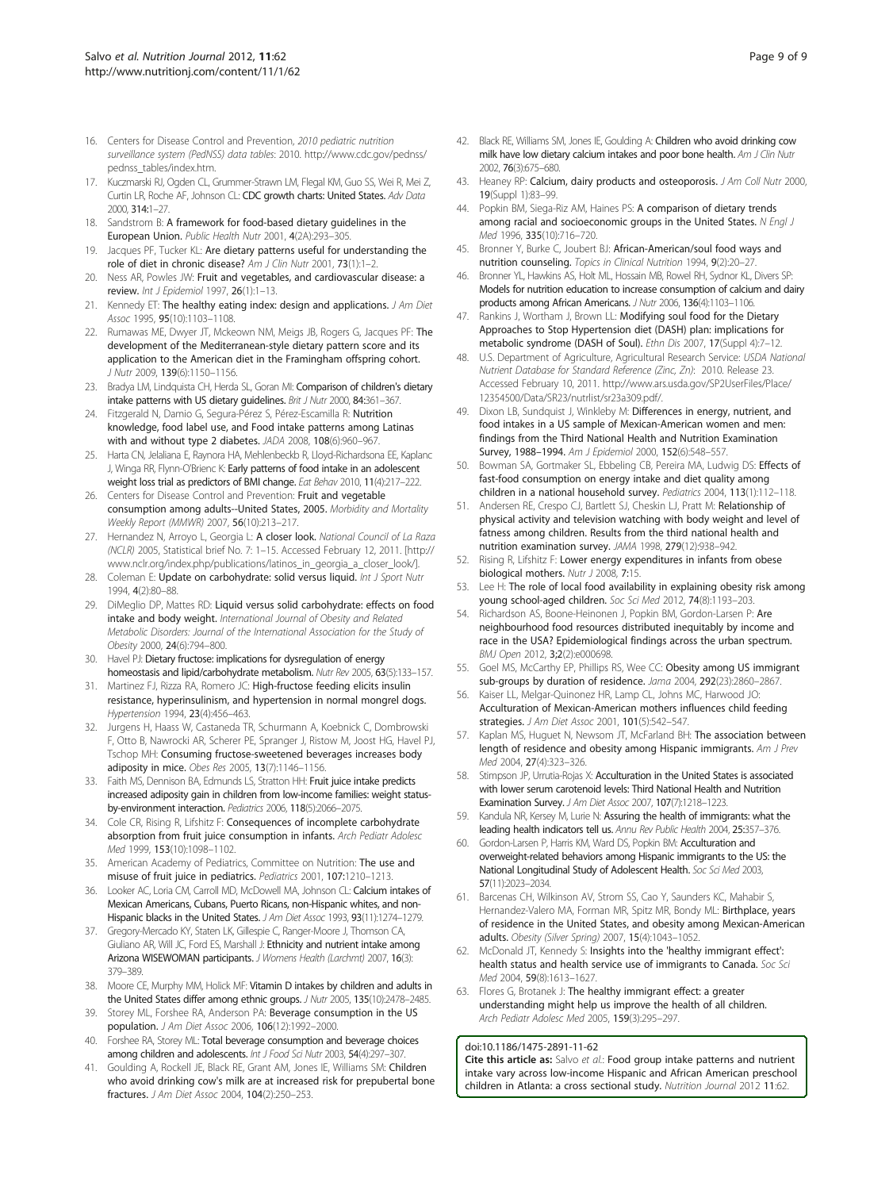16. Centers for Disease Control and Prevention, *2010 pediatric nutrition surveillance system (PedNSS) data tables*: 2010. http://www.cdc.gov/pednss/pednss_tables/index.htm.
17. Kuczmarski RJ, Ogden CL, Grummer-Strawn LM, Flegal KM, Guo SS, Wei R, Mei Z, Curtin LR, Roche AF, Johnson CL: **CDC growth charts: United States.** *Adv Data* 2000, **314**:1–27.
18. Sandstrom B: **A framework for food-based dietary guidelines in the European Union.** *Public Health Nutr* 2001, **4**(2A):293–305.
19. Jacques PF, Tucker KL: **Are dietary patterns useful for understanding the role of diet in chronic disease?** *Am J Clin Nutr* 2001, **73**(1):1–2.
20. Ness AR, Powles JW: **Fruit and vegetables, and cardiovascular disease: a review.** *Int J Epidemiol* 1997, **26**(1):1–13.
21. Kennedy ET: **The healthy eating index: design and applications.** *J Am Diet Assoc* 1995, **95**(10):1103–1108.
22. Rumawas ME, Dwyer JT, Mckeown NM, Meigs JB, Rogers G, Jacques PF: **The development of the Mediterranean-style dietary pattern score and its application to the American diet in the Framingham offspring cohort.** *J Nutr* 2009, **139**(6):1150–1156.
23. Bradya LM, Lindquista CH, Herda SL, Goran MI: **Comparison of children's dietary intake patterns with US dietary guidelines.** *Brit J Nutr* 2000, **84**:361–367.
24. Fitzgerald N, Damio G, Segura-Pérez S, Pérez-Escamilla R: **Nutrition knowledge, food label use, and Food intake patterns among Latinas with and without type 2 diabetes.** *JADA* 2008, **108**(6):960–967.
25. Harta CN, Jelaliana E, Raynora HA, Mehlenbeckb R, Lloyd-Richardsona EE, Kaplanc J, Winga RR, Flynn-O'Brienc K: **Early patterns of food intake in an adolescent weight loss trial as predictors of BMI change.** *Eat Behav* 2010, **11**(4):217–222.
26. Centers for Disease Control and Prevention: **Fruit and vegetable consumption among adults--United States, 2005.** *Morbidity and Mortality Weekly Report (MMWR)* 2007, **56**(10):213–217.
27. Hernandez N, Arroyo L, Georgia L: **A closer look.** *National Council of La Raza (NCLR)* 2005, Statistical brief No. 7: 1–15. Accessed February 12, 2011. [http://www.nclr.org/index.php/publications/latinos_in_georgia_a_closer_look/].
28. Coleman E: **Update on carbohydrate: solid versus liquid.** *Int J Sport Nutr* 1994, **4**(2):80–88.
29. DiMeglio DP, Mattes RD: **Liquid versus solid carbohydrate: effects on food intake and body weight.** *International Journal of Obesity and Related Metabolic Disorders: Journal of the International Association for the Study of Obesity* 2000, **24**(6):794–800.
30. Havel PJ: **Dietary fructose: implications for dysregulation of energy homeostasis and lipid/carbohydrate metabolism.** *Nutr Rev* 2005, **63**(5):133–157.
31. Martinez FJ, Rizza RA, Romero JC: **High-fructose feeding elicits insulin resistance, hyperinsulinism, and hypertension in normal mongrel dogs.** *Hypertension* 1994, **23**(4):456–463.
32. Jurgens H, Haass W, Castaneda TR, Schurmann A, Koebnick C, Dombrowski F, Otto B, Nawrocki AR, Scherer PE, Spranger J, Ristow M, Joost HG, Havel PJ, Tschop MH: **Consuming fructose-sweetened beverages increases body adiposity in mice.** *Obes Res* 2005, **13**(7):1146–1156.
33. Faith MS, Dennison BA, Edmunds LS, Stratton HH: **Fruit juice intake predicts increased adiposity gain in children from low-income families: weight status-by-environment interaction.** *Pediatrics* 2006, **118**(5):2066–2075.
34. Cole CR, Rising R, Lifshitz F: **Consequences of incomplete carbohydrate absorption from fruit juice consumption in infants.** *Arch Pediatr Adolesc Med* 1999, **153**(10):1098–1102.
35. American Academy of Pediatrics, Committee on Nutrition: **The use and misuse of fruit juice in pediatrics.** *Pediatrics* 2001, **107**:1210–1213.
36. Looker AC, Loria CM, Carroll MD, McDowell MA, Johnson CL: **Calcium intakes of Mexican Americans, Cubans, Puerto Ricans, non-Hispanic whites, and non-Hispanic blacks in the United States.** *J Am Diet Assoc* 1993, **93**(11):1274–1279.
37. Gregory-Mercado KY, Staten LK, Gillespie C, Ranger-Moore J, Thomson CA, Giuliano AR, Will JC, Ford ES, Marshall J: **Ethnicity and nutrient intake among Arizona WISEWOMAN participants.** *J Womens Health (Larchmt)* 2007, **16**(3): 379–389.
38. Moore CE, Murphy MM, Holick MF: **Vitamin D intakes by children and adults in the United States differ among ethnic groups.** *J Nutr* 2005, **135**(10):2478–2485.
39. Storey ML, Forshee RA, Anderson PA: **Beverage consumption in the US population.** *J Am Diet Assoc* 2006, **106**(12):1992–2000.
40. Forshee RA, Storey ML: **Total beverage consumption and beverage choices among children and adolescents.** *Int J Food Sci Nutr* 2003, **54**(4):297–307.
41. Goulding A, Rockell JE, Black RE, Grant AM, Jones IE, Williams SM: **Children who avoid drinking cow's milk are at increased risk for prepubertal bone fractures.** *J Am Diet Assoc* 2004, **104**(2):250–253.
42. Black RE, Williams SM, Jones IE, Goulding A: **Children who avoid drinking cow milk have low dietary calcium intakes and poor bone health.** *Am J Clin Nutr* 2002, **76**(3):675–680.
43. Heaney RP: **Calcium, dairy products and osteoporosis.** *J Am Coll Nutr* 2000, **19**(Suppl 1):83–99.
44. Popkin BM, Siega-Riz AM, Haines PS: **A comparison of dietary trends among racial and socioeconomic groups in the United States.** *N Engl J Med* 1996, **335**(10):716–720.
45. Bronner Y, Burke C, Joubert BJ: **African-American/soul food ways and nutrition counseling.** *Topics in Clinical Nutrition* 1994, **9**(2):20–27.
46. Bronner YL, Hawkins AS, Holt ML, Hossain MB, Rowel RH, Sydnor KL, Divers SP: **Models for nutrition education to increase consumption of calcium and dairy products among African Americans.** *J Nutr* 2006, **136**(4):1103–1106.
47. Rankins J, Wortham J, Brown LL: **Modifying soul food for the Dietary Approaches to Stop Hypertension diet (DASH) plan: implications for metabolic syndrome (DASH of Soul).** *Ethn Dis* 2007, **17**(Suppl 4):7–12.
48. U.S. Department of Agriculture, Agricultural Research Service: *USDA National Nutrient Database for Standard Reference (Zinc, Zn)*: 2010. Release 23. Accessed February 10, 2011. http://www.ars.usda.gov/SP2UserFiles/Place/12354500/Data/SR23/nutrlist/sr23a309.pdf/.
49. Dixon LB, Sundquist J, Winkleby M: **Differences in energy, nutrient, and food intakes in a US sample of Mexican-American women and men: findings from the Third National Health and Nutrition Examination Survey, 1988–1994.** *Am J Epidemiol* 2000, **152**(6):548–557.
50. Bowman SA, Gortmaker SL, Ebbeling CB, Pereira MA, Ludwig DS: **Effects of fast-food consumption on energy intake and diet quality among children in a national household survey.** *Pediatrics* 2004, **113**(1):112–118.
51. Andersen RE, Crespo CJ, Bartlett SJ, Cheskin LJ, Pratt M: **Relationship of physical activity and television watching with body weight and level of fatness among children. Results from the third national health and nutrition examination survey.** *JAMA* 1998, **279**(12):938–942.
52. Rising R, Lifshitz F: **Lower energy expenditures in infants from obese biological mothers.** *Nutr J* 2008, **7**:15.
53. Lee H: **The role of local food availability in explaining obesity risk among young school-aged children.** *Soc Sci Med* 2012, **74**(8):1193–203.
54. Richardson AS, Boone-Heinonen J, Popkin BM, Gordon-Larsen P: **Are neighbourhood food resources distributed inequitably by income and race in the USA? Epidemiological findings across the urban spectrum.** *BMJ Open* 2012, **3**;**2**(2):e000698.
55. Goel MS, McCarthy EP, Phillips RS, Wee CC: **Obesity among US immigrant sub-groups by duration of residence.** *Jama* 2004, **292**(23):2860–2867.
56. Kaiser LL, Melgar-Quinonez HR, Lamp CL, Johns MC, Harwood JO: **Acculturation of Mexican-American mothers influences child feeding strategies.** *J Am Diet Assoc* 2001, **101**(5):542–547.
57. Kaplan MS, Huguet N, Newsom JT, McFarland BH: **The association between length of residence and obesity among Hispanic immigrants.** *Am J Prev Med* 2004, **27**(4):323–326.
58. Stimpson JP, Urrutia-Rojas X: **Acculturation in the United States is associated with lower serum carotenoid levels: Third National Health and Nutrition Examination Survey.** *J Am Diet Assoc* 2007, **107**(7):1218–1223.
59. Kandula NR, Kersey M, Lurie N: **Assuring the health of immigrants: what the leading health indicators tell us.** *Annu Rev Public Health* 2004, **25**:357–376.
60. Gordon-Larsen P, Harris KM, Ward DS, Popkin BM: **Acculturation and overweight-related behaviors among Hispanic immigrants to the US: the National Longitudinal Study of Adolescent Health.** *Soc Sci Med* 2003, **57**(11):2023–2034.
61. Barcenas CH, Wilkinson AV, Strom SS, Cao Y, Saunders KC, Mahabir S, Hernandez-Valero MA, Forman MR, Spitz MR, Bondy ML: **Birthplace, years of residence in the United States, and obesity among Mexican-American adults.** *Obesity (Silver Spring)* 2007, **15**(4):1043–1052.
62. McDonald JT, Kennedy S: **Insights into the 'healthy immigrant effect': health status and health service use of immigrants to Canada.** *Soc Sci Med* 2004, **59**(8):1613–1627.
63. Flores G, Brotanek J: **The healthy immigrant effect: a greater understanding might help us improve the health of all children.** *Arch Pediatr Adolesc Med* 2005, **159**(3):295–297.

doi:10.1186/1475-2891-11-62

**Cite this article as:** Salvo *et al.*: Food group intake patterns and nutrient intake vary across low-income Hispanic and African American preschool children in Atlanta: a cross sectional study. *Nutrition Journal* 2012 **11**:62.